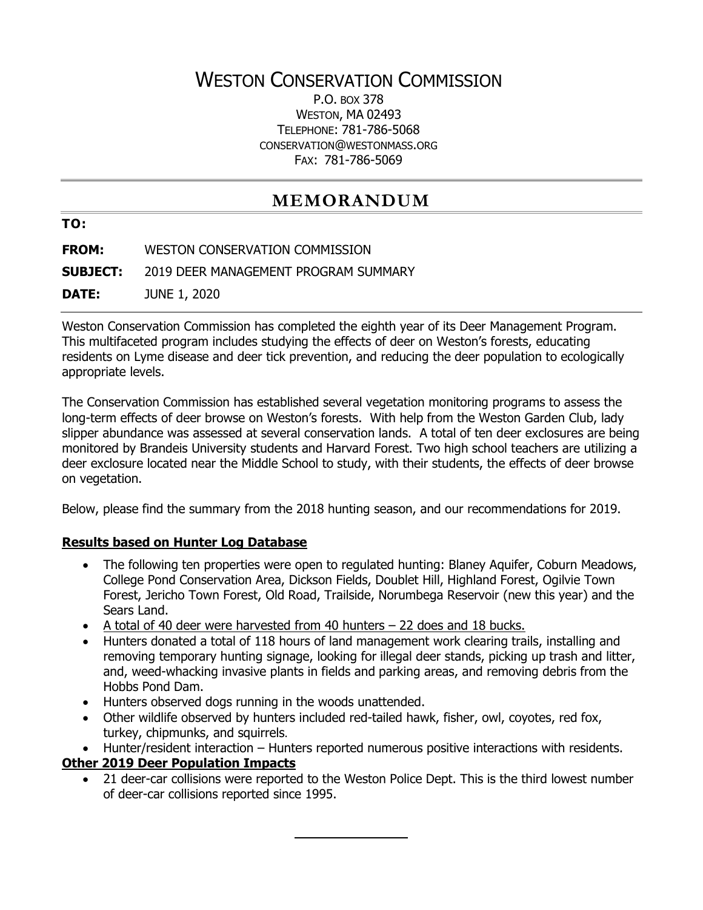# WESTON CONSERVATION COMMISSION

P.O. BOX 378
WESTON, MA 02493
TELEPHONE: 781-786-5068
CONSERVATION@WESTONMASS.ORG
FAX: 781-786-5069

## MEMORANDUM

**TO:**

**FROM:** WESTON CONSERVATION COMMISSION

**SUBJECT:** 2019 DEER MANAGEMENT PROGRAM SUMMARY

**DATE:** JUNE 1, 2020

Weston Conservation Commission has completed the eighth year of its Deer Management Program. This multifaceted program includes studying the effects of deer on Weston's forests, educating residents on Lyme disease and deer tick prevention, and reducing the deer population to ecologically appropriate levels.

The Conservation Commission has established several vegetation monitoring programs to assess the long-term effects of deer browse on Weston's forests. With help from the Weston Garden Club, lady slipper abundance was assessed at several conservation lands. A total of ten deer exclosures are being monitored by Brandeis University students and Harvard Forest. Two high school teachers are utilizing a deer exclosure located near the Middle School to study, with their students, the effects of deer browse on vegetation.

Below, please find the summary from the 2018 hunting season, and our recommendations for 2019.

### Results based on Hunter Log Database

- The following ten properties were open to regulated hunting: Blaney Aquifer, Coburn Meadows, College Pond Conservation Area, Dickson Fields, Doublet Hill, Highland Forest, Ogilvie Town Forest, Jericho Town Forest, Old Road, Trailside, Norumbega Reservoir (new this year) and the Sears Land.
- A total of 40 deer were harvested from 40 hunters – 22 does and 18 bucks.
- Hunters donated a total of 118 hours of land management work clearing trails, installing and removing temporary hunting signage, looking for illegal deer stands, picking up trash and litter, and, weed-whacking invasive plants in fields and parking areas, and removing debris from the Hobbs Pond Dam.
- Hunters observed dogs running in the woods unattended.
- Other wildlife observed by hunters included red-tailed hawk, fisher, owl, coyotes, red fox, turkey, chipmunks, and squirrels.
- Hunter/resident interaction – Hunters reported numerous positive interactions with residents.

### Other 2019 Deer Population Impacts

- 21 deer-car collisions were reported to the Weston Police Dept. This is the third lowest number of deer-car collisions reported since 1995.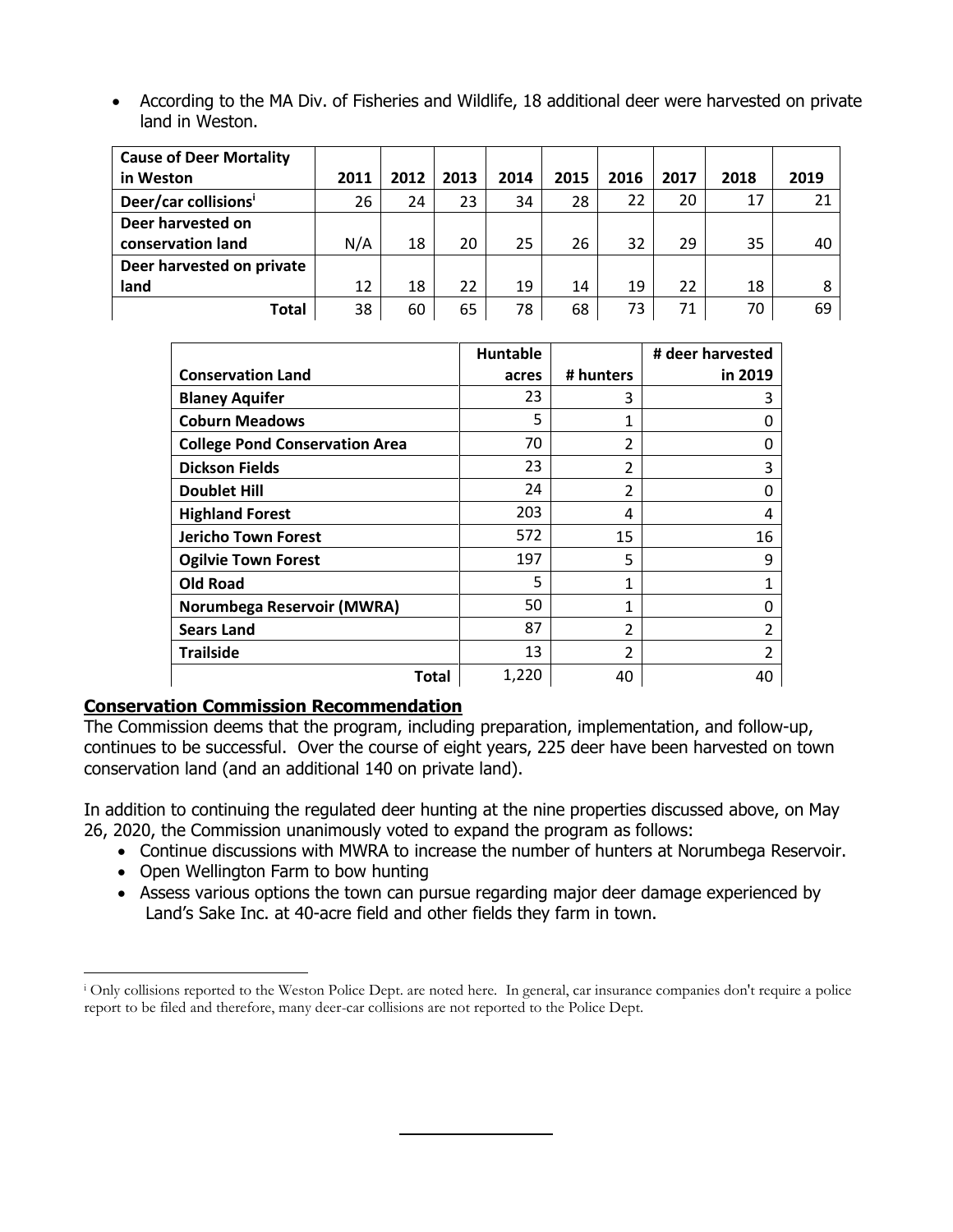- According to the MA Div. of Fisheries and Wildlife, 18 additional deer were harvested on private land in Weston.

| Cause of Deer Mortality in Weston | 2011 | 2012 | 2013 | 2014 | 2015 | 2016 | 2017 | 2018 | 2019 |
|---|---|---|---|---|---|---|---|---|---|
| Deer/car collisions[i] | 26 | 24 | 23 | 34 | 28 | 22 | 20 | 17 | 21 |
| Deer harvested on conservation land | N/A | 18 | 20 | 25 | 26 | 32 | 29 | 35 | 40 |
| Deer harvested on private land | 12 | 18 | 22 | 19 | 14 | 19 | 22 | 18 | 8 |
| Total | 38 | 60 | 65 | 78 | 68 | 73 | 71 | 70 | 69 |

| Conservation Land | Huntable acres | # hunters | # deer harvested in 2019 |
|---|---|---|---|
| Blaney Aquifer | 23 | 3 | 3 |
| Coburn Meadows | 5 | 1 | 0 |
| College Pond Conservation Area | 70 | 2 | 0 |
| Dickson Fields | 23 | 2 | 3 |
| Doublet Hill | 24 | 2 | 0 |
| Highland Forest | 203 | 4 | 4 |
| Jericho Town Forest | 572 | 15 | 16 |
| Ogilvie Town Forest | 197 | 5 | 9 |
| Old Road | 5 | 1 | 1 |
| Norumbega Reservoir (MWRA) | 50 | 1 | 0 |
| Sears Land | 87 | 2 | 2 |
| Trailside | 13 | 2 | 2 |
| Total | 1,220 | 40 | 40 |

## Conservation Commission Recommendation

The Commission deems that the program, including preparation, implementation, and follow-up, continues to be successful. Over the course of eight years, 225 deer have been harvested on town conservation land (and an additional 140 on private land).

In addition to continuing the regulated deer hunting at the nine properties discussed above, on May 26, 2020, the Commission unanimously voted to expand the program as follows:

- Continue discussions with MWRA to increase the number of hunters at Norumbega Reservoir.
- Open Wellington Farm to bow hunting
- Assess various options the town can pursue regarding major deer damage experienced by Land's Sake Inc. at 40-acre field and other fields they farm in town.

---

[i] Only collisions reported to the Weston Police Dept. are noted here. In general, car insurance companies don't require a police report to be filed and therefore, many deer-car collisions are not reported to the Police Dept.